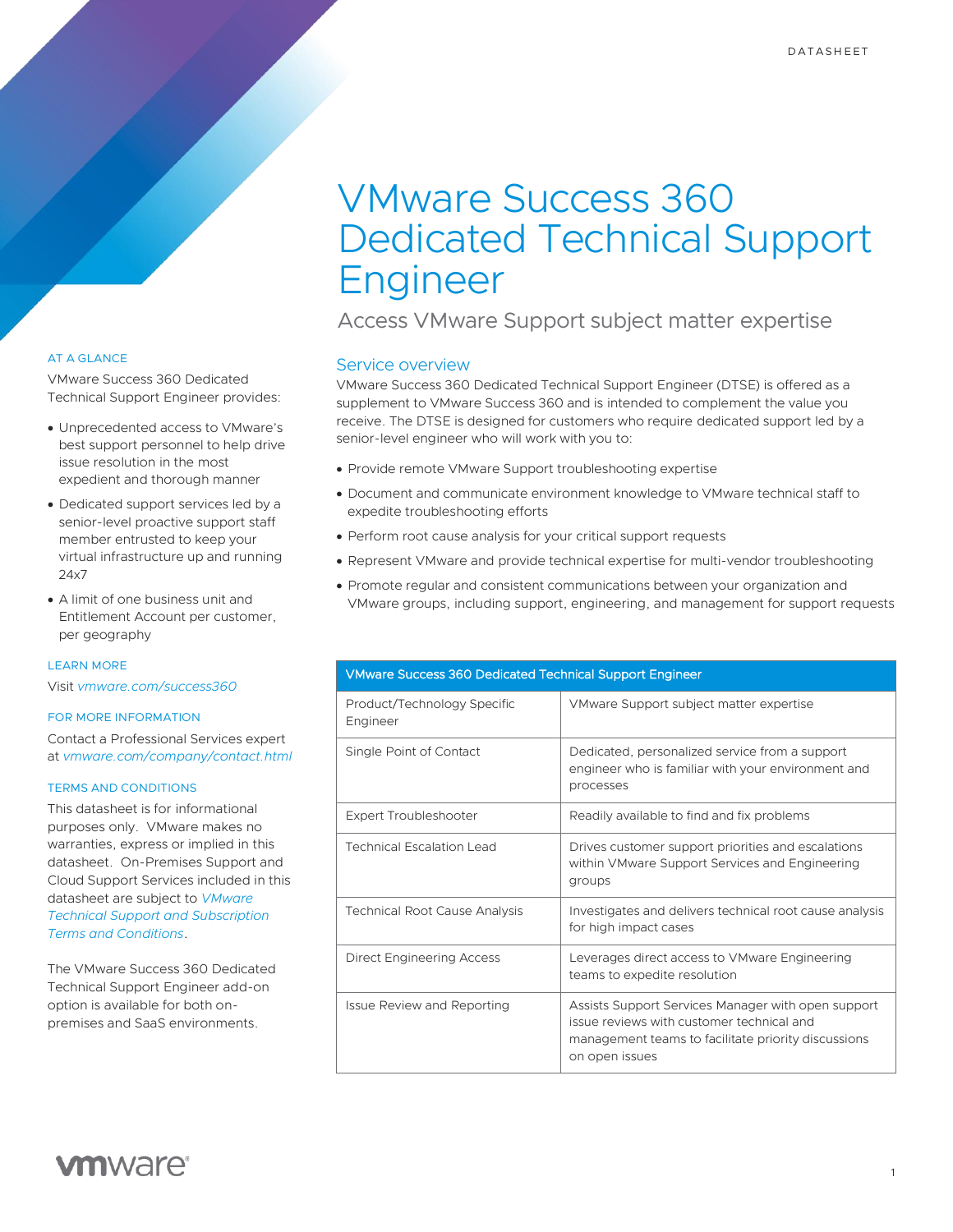DATASHEET

# VMware Success 360 Dedicated Technical Support Engineer

## Access VMware Support subject matter expertise

### Service overview

VMware Success 360 Dedicated Technical Support Engineer (DTSE) is offered as a supplement to VMware Success 360 and is intended to complement the value you receive. The DTSE is designed for customers who require dedicated support led by a senior-level engineer who will work with you to:

- Provide remote VMware Support troubleshooting expertise
- Document and communicate environment knowledge to VMware technical staff to expedite troubleshooting efforts
- Perform root cause analysis for your critical support requests
- Represent VMware and provide technical expertise for multi-vendor troubleshooting
- Promote regular and consistent communications between your organization and VMware groups, including support, engineering, and management for support requests

| VMware Success 360 Dedicated Technical Support Engineer | |
|---|---|
| Product/Technology Specific Engineer | VMware Support subject matter expertise |
| Single Point of Contact | Dedicated, personalized service from a support engineer who is familiar with your environment and processes |
| Expert Troubleshooter | Readily available to find and fix problems |
| Technical Escalation Lead | Drives customer support priorities and escalations within VMware Support Services and Engineering groups |
| Technical Root Cause Analysis | Investigates and delivers technical root cause analysis for high impact cases |
| Direct Engineering Access | Leverages direct access to VMware Engineering teams to expedite resolution |
| Issue Review and Reporting | Assists Support Services Manager with open support issue reviews with customer technical and management teams to facilitate priority discussions on open issues |

#### AT A GLANCE

VMware Success 360 Dedicated Technical Support Engineer provides:

- Unprecedented access to VMware's best support personnel to help drive issue resolution in the most expedient and thorough manner
- Dedicated support services led by a senior-level proactive support staff member entrusted to keep your virtual infrastructure up and running 24x7
- A limit of one business unit and Entitlement Account per customer, per geography

#### LEARN MORE

Visit *vmware.com/success360*

#### FOR MORE INFORMATION

Contact a Professional Services expert at *vmware.com/company/contact.html*

#### TERMS AND CONDITIONS

This datasheet is for informational purposes only. VMware makes no warranties, express or implied in this datasheet. On-Premises Support and Cloud Support Services included in this datasheet are subject to *VMware Technical Support and Subscription Terms and Conditions*.

The VMware Success 360 Dedicated Technical Support Engineer add-on option is available for both on-premises and SaaS environments.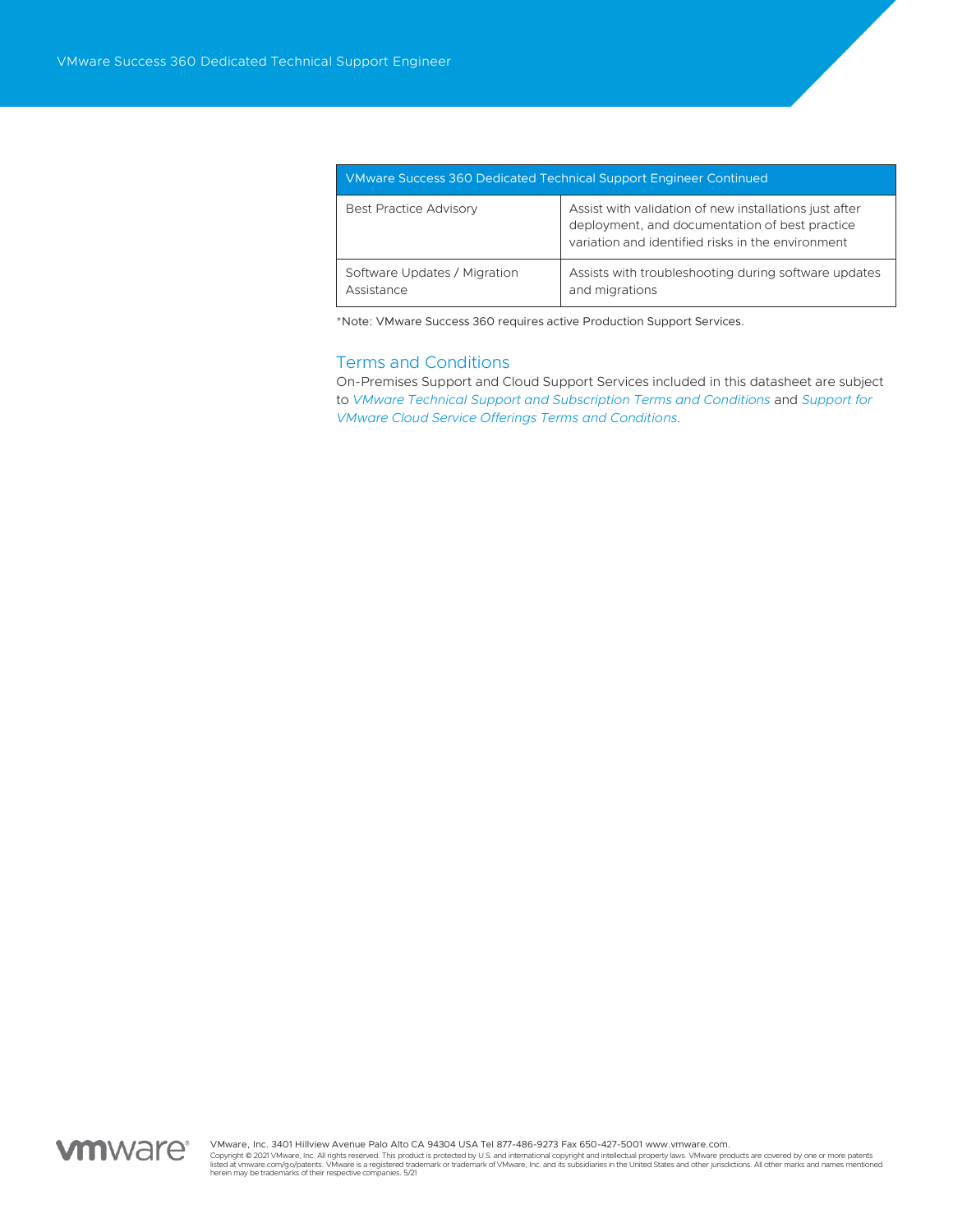| VMware Success 360 Dedicated Technical Support Engineer Continued | |
|---|---|
| Best Practice Advisory | Assist with validation of new installations just after deployment, and documentation of best practice variation and identified risks in the environment |
| Software Updates / Migration Assistance | Assists with troubleshooting during software updates and migrations |

*Note: VMware Success 360 requires active Production Support Services.

## Terms and Conditions

On-Premises Support and Cloud Support Services included in this datasheet are subject to *VMware Technical Support and Subscription Terms and Conditions* and *Support for VMware Cloud Service Offerings Terms and Conditions*.

VMware, Inc. 3401 Hillview Avenue Palo Alto CA 94304 USA Tel 877-486-9273 Fax 650-427-5001 www.vmware.com.
Copyright © 2021 VMware, Inc. All rights reserved. This product is protected by U.S. and international copyright and intellectual property laws. VMware products are covered by one or more patents listed at vmware.com/go/patents. VMware is a registered trademark or trademark of VMware, Inc. and its subsidiaries in the United States and other jurisdictions. All other marks and names mentioned herein may be trademarks of their respective companies. 5/21